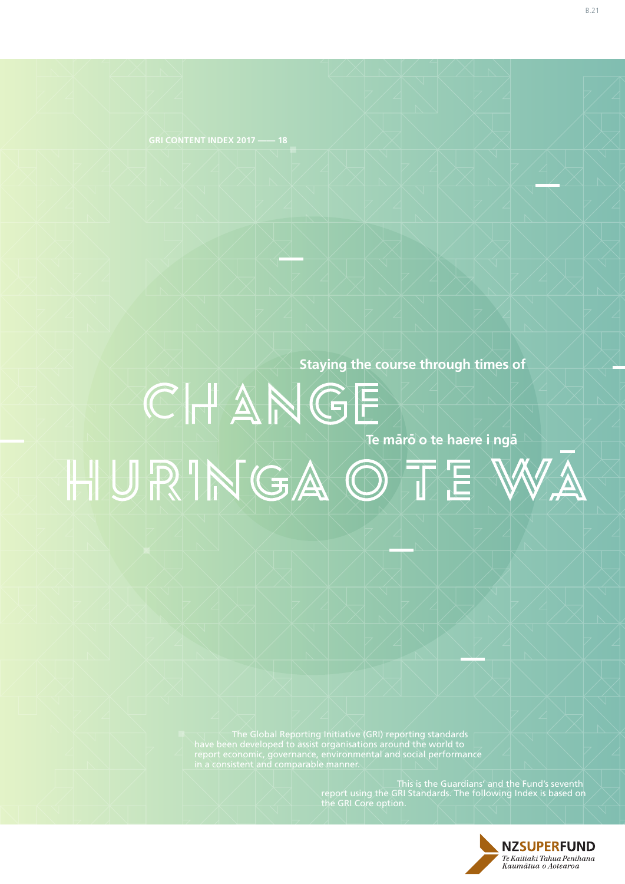GRI CONTENT INDEX 2017 —— 18

Staying the course through times of

# CHANGE

Te mārō o te haere i ngā

# HURINGA O TE WĀ

The Global Reporting Initiative (GRI) reporting standards have been developed to assist organisations around the world to report economic, governance, environmental and social performance in a consistent and comparable manner.

This is the Guardians' and the Fund's seventh report using the GRI Standards. The following Index is based on the GRI Core option.

NZSUPERFUND
*Te Kaitiaki Tahua Penihana Kaumātua o Aotearoa*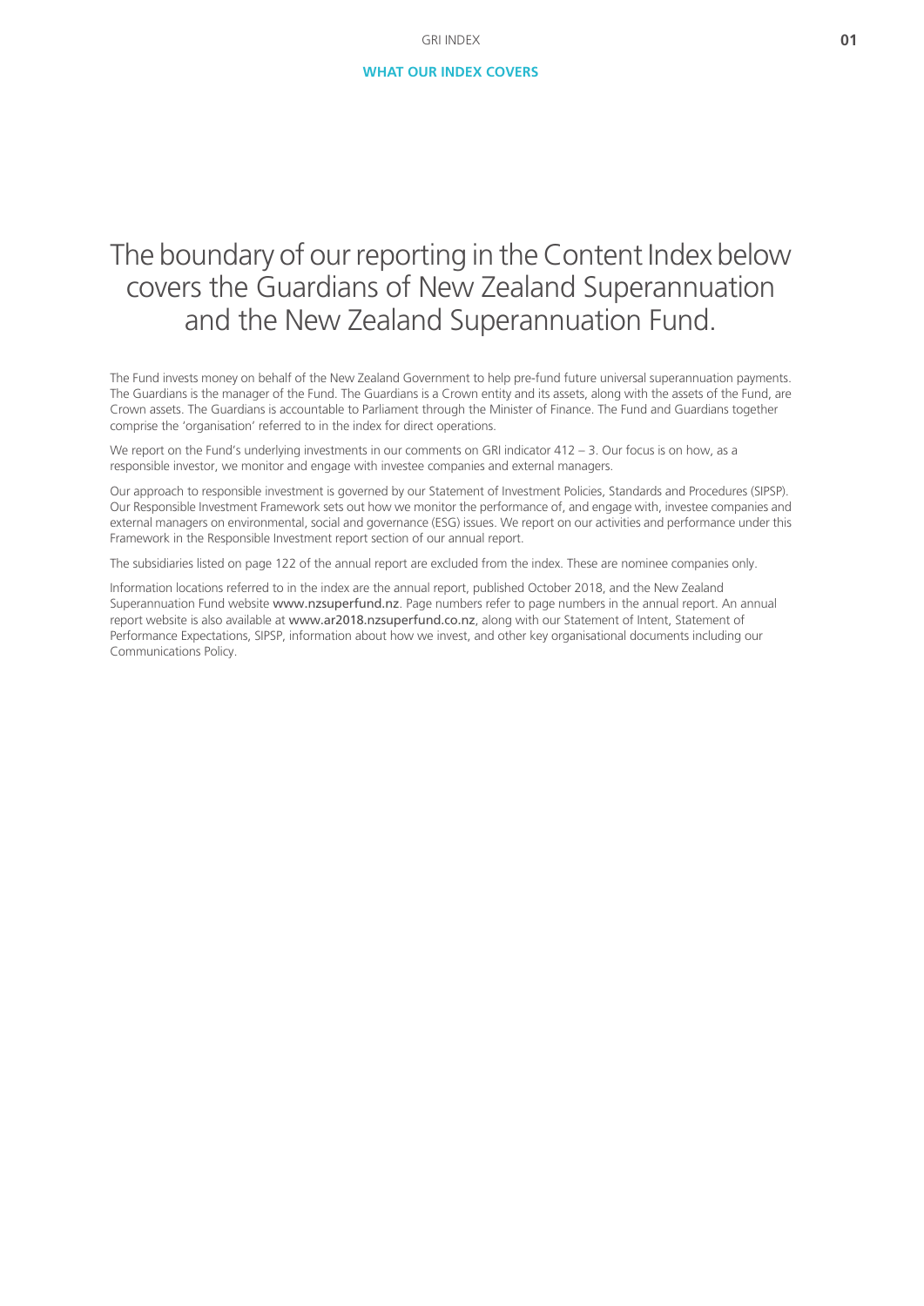## WHAT OUR INDEX COVERS

# The boundary of our reporting in the Content Index below covers the Guardians of New Zealand Superannuation and the New Zealand Superannuation Fund.

The Fund invests money on behalf of the New Zealand Government to help pre-fund future universal superannuation payments. The Guardians is the manager of the Fund. The Guardians is a Crown entity and its assets, along with the assets of the Fund, are Crown assets. The Guardians is accountable to Parliament through the Minister of Finance. The Fund and Guardians together comprise the 'organisation' referred to in the index for direct operations.

We report on the Fund's underlying investments in our comments on GRI indicator 412 – 3. Our focus is on how, as a responsible investor, we monitor and engage with investee companies and external managers.

Our approach to responsible investment is governed by our Statement of Investment Policies, Standards and Procedures (SIPSP). Our Responsible Investment Framework sets out how we monitor the performance of, and engage with, investee companies and external managers on environmental, social and governance (ESG) issues. We report on our activities and performance under this Framework in the Responsible Investment report section of our annual report.

The subsidiaries listed on page 122 of the annual report are excluded from the index. These are nominee companies only.

Information locations referred to in the index are the annual report, published October 2018, and the New Zealand Superannuation Fund website www.nzsuperfund.nz. Page numbers refer to page numbers in the annual report. An annual report website is also available at www.ar2018.nzsuperfund.co.nz, along with our Statement of Intent, Statement of Performance Expectations, SIPSP, information about how we invest, and other key organisational documents including our Communications Policy.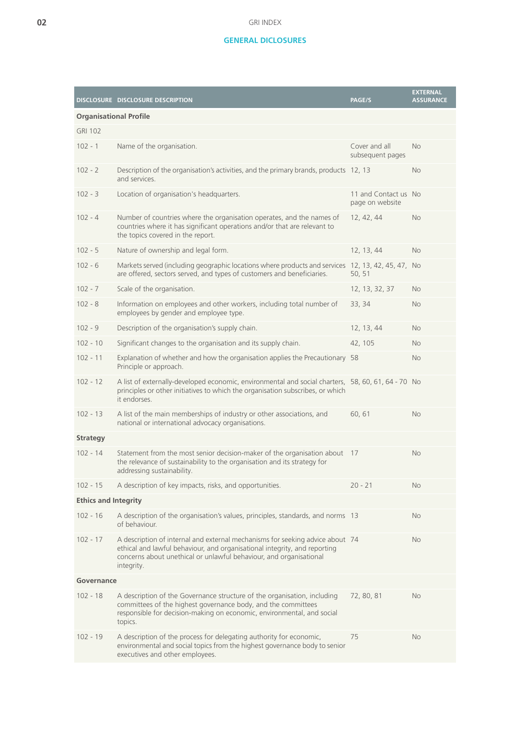GRI INDEX

## GENERAL DICLOSURES

| DISCLOSURE | DISCLOSURE DESCRIPTION | PAGE/S | EXTERNAL ASSURANCE |
|---|---|---|---|
| **Organisational Profile** | | | |
| GRI 102 | | | |
| 102 - 1 | Name of the organisation. | Cover and all subsequent pages | No |
| 102 - 2 | Description of the organisation's activities, and the primary brands, products and services. | 12, 13 | No |
| 102 - 3 | Location of organisation's headquarters. | 11 and Contact us page on website | No |
| 102 - 4 | Number of countries where the organisation operates, and the names of countries where it has significant operations and/or that are relevant to the topics covered in the report. | 12, 42, 44 | No |
| 102 - 5 | Nature of ownership and legal form. | 12, 13, 44 | No |
| 102 - 6 | Markets served (including geographic locations where products and services are offered, sectors served, and types of customers and beneficiaries. | 12, 13, 42, 45, 47, 50, 51 | No |
| 102 - 7 | Scale of the organisation. | 12, 13, 32, 37 | No |
| 102 - 8 | Information on employees and other workers, including total number of employees by gender and employee type. | 33, 34 | No |
| 102 - 9 | Description of the organisation's supply chain. | 12, 13, 44 | No |
| 102 - 10 | Significant changes to the organisation and its supply chain. | 42, 105 | No |
| 102 - 11 | Explanation of whether and how the organisation applies the Precautionary Principle or approach. | 58 | No |
| 102 - 12 | A list of externally-developed economic, environmental and social charters, principles or other initiatives to which the organisation subscribes, or which it endorses. | 58, 60, 61, 64 - 70 | No |
| 102 - 13 | A list of the main memberships of industry or other associations, and national or international advocacy organisations. | 60, 61 | No |
| **Strategy** | | | |
| 102 - 14 | Statement from the most senior decision-maker of the organisation about the relevance of sustainability to the organisation and its strategy for addressing sustainability. | 17 | No |
| 102 - 15 | A description of key impacts, risks, and opportunities. | 20 - 21 | No |
| **Ethics and Integrity** | | | |
| 102 - 16 | A description of the organisation's values, principles, standards, and norms of behaviour. | 13 | No |
| 102 - 17 | A description of internal and external mechanisms for seeking advice about ethical and lawful behaviour, and organisational integrity, and reporting concerns about unethical or unlawful behaviour, and organisational integrity. | 74 | No |
| **Governance** | | | |
| 102 - 18 | A description of the Governance structure of the organisation, including committees of the highest governance body, and the committees responsible for decision-making on economic, environmental, and social topics. | 72, 80, 81 | No |
| 102 - 19 | A description of the process for delegating authority for economic, environmental and social topics from the highest governance body to senior executives and other employees. | 75 | No |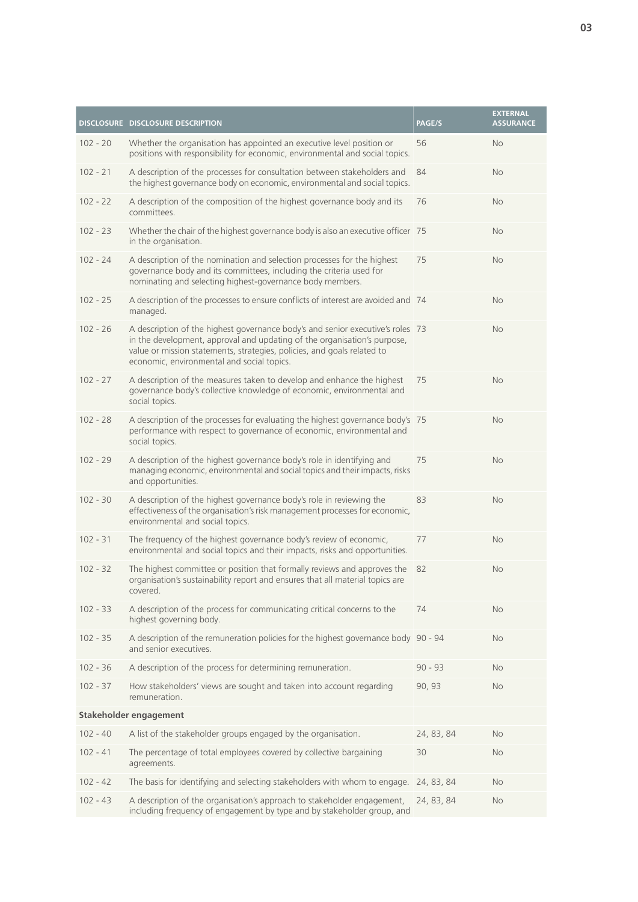| DISCLOSURE | DISCLOSURE DESCRIPTION | PAGE/S | EXTERNAL ASSURANCE |
|---|---|---|---|
| 102 - 20 | Whether the organisation has appointed an executive level position or positions with responsibility for economic, environmental and social topics. | 56 | No |
| 102 - 21 | A description of the processes for consultation between stakeholders and the highest governance body on economic, environmental and social topics. | 84 | No |
| 102 - 22 | A description of the composition of the highest governance body and its committees. | 76 | No |
| 102 - 23 | Whether the chair of the highest governance body is also an executive officer in the organisation. | 75 | No |
| 102 - 24 | A description of the nomination and selection processes for the highest governance body and its committees, including the criteria used for nominating and selecting highest-governance body members. | 75 | No |
| 102 - 25 | A description of the processes to ensure conflicts of interest are avoided and managed. | 74 | No |
| 102 - 26 | A description of the highest governance body's and senior executive's roles in the development, approval and updating of the organisation's purpose, value or mission statements, strategies, policies, and goals related to economic, environmental and social topics. | 73 | No |
| 102 - 27 | A description of the measures taken to develop and enhance the highest governance body's collective knowledge of economic, environmental and social topics. | 75 | No |
| 102 - 28 | A description of the processes for evaluating the highest governance body's performance with respect to governance of economic, environmental and social topics. | 75 | No |
| 102 - 29 | A description of the highest governance body's role in identifying and managing economic, environmental and social topics and their impacts, risks and opportunities. | 75 | No |
| 102 - 30 | A description of the highest governance body's role in reviewing the effectiveness of the organisation's risk management processes for economic, environmental and social topics. | 83 | No |
| 102 - 31 | The frequency of the highest governance body's review of economic, environmental and social topics and their impacts, risks and opportunities. | 77 | No |
| 102 - 32 | The highest committee or position that formally reviews and approves the organisation's sustainability report and ensures that all material topics are covered. | 82 | No |
| 102 - 33 | A description of the process for communicating critical concerns to the highest governing body. | 74 | No |
| 102 - 35 | A description of the remuneration policies for the highest governance body and senior executives. | 90 - 94 | No |
| 102 - 36 | A description of the process for determining remuneration. | 90 - 93 | No |
| 102 - 37 | How stakeholders' views are sought and taken into account regarding remuneration. | 90, 93 | No |
| **Stakeholder engagement** | | | |
| 102 - 40 | A list of the stakeholder groups engaged by the organisation. | 24, 83, 84 | No |
| 102 - 41 | The percentage of total employees covered by collective bargaining agreements. | 30 | No |
| 102 - 42 | The basis for identifying and selecting stakeholders with whom to engage. | 24, 83, 84 | No |
| 102 - 43 | A description of the organisation's approach to stakeholder engagement, including frequency of engagement by type and by stakeholder group, and | 24, 83, 84 | No |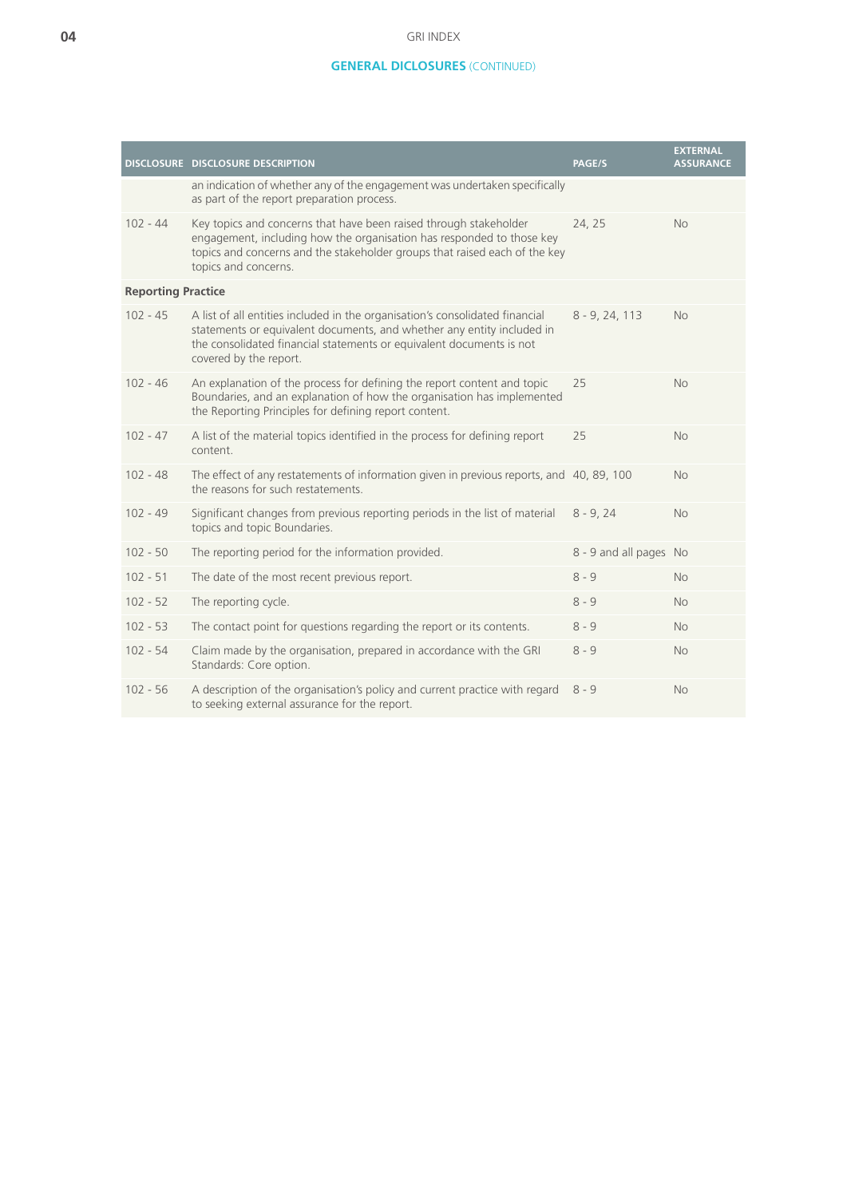## GENERAL DICLOSURES (CONTINUED)

| DISCLOSURE | DISCLOSURE DESCRIPTION | PAGE/S | EXTERNAL ASSURANCE |
|---|---|---|---|
| | an indication of whether any of the engagement was undertaken specifically as part of the report preparation process. | | |
| 102 - 44 | Key topics and concerns that have been raised through stakeholder engagement, including how the organisation has responded to those key topics and concerns and the stakeholder groups that raised each of the key topics and concerns. | 24, 25 | No |
| **Reporting Practice** | | | |
| 102 - 45 | A list of all entities included in the organisation's consolidated financial statements or equivalent documents, and whether any entity included in the consolidated financial statements or equivalent documents is not covered by the report. | 8 - 9, 24, 113 | No |
| 102 - 46 | An explanation of the process for defining the report content and topic Boundaries, and an explanation of how the organisation has implemented the Reporting Principles for defining report content. | 25 | No |
| 102 - 47 | A list of the material topics identified in the process for defining report content. | 25 | No |
| 102 - 48 | The effect of any restatements of information given in previous reports, and the reasons for such restatements. | 40, 89, 100 | No |
| 102 - 49 | Significant changes from previous reporting periods in the list of material topics and topic Boundaries. | 8 - 9, 24 | No |
| 102 - 50 | The reporting period for the information provided. | 8 - 9 and all pages | No |
| 102 - 51 | The date of the most recent previous report. | 8 - 9 | No |
| 102 - 52 | The reporting cycle. | 8 - 9 | No |
| 102 - 53 | The contact point for questions regarding the report or its contents. | 8 - 9 | No |
| 102 - 54 | Claim made by the organisation, prepared in accordance with the GRI Standards: Core option. | 8 - 9 | No |
| 102 - 56 | A description of the organisation's policy and current practice with regard to seeking external assurance for the report. | 8 - 9 | No |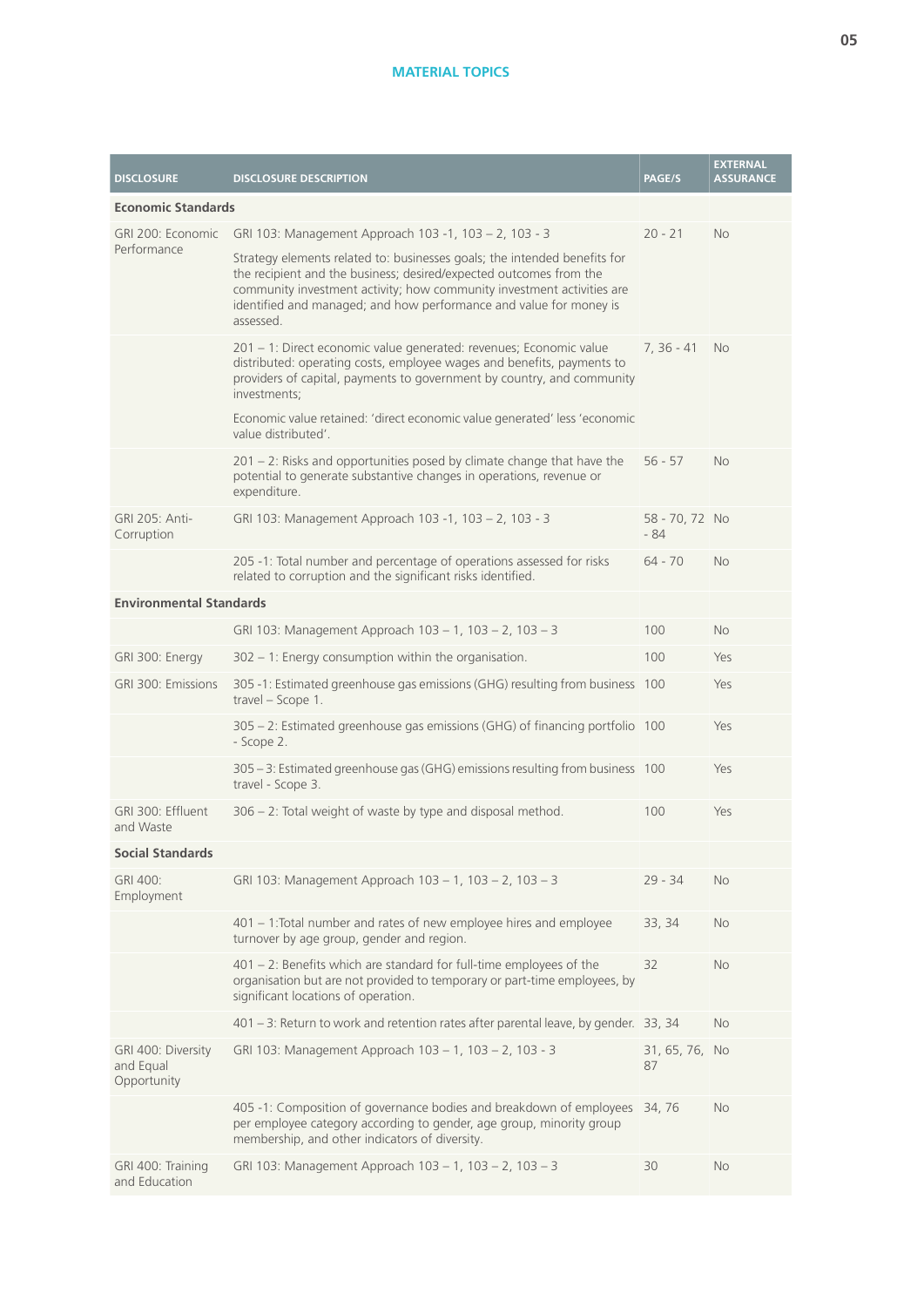## MATERIAL TOPICS

| DISCLOSURE | DISCLOSURE DESCRIPTION | PAGE/S | EXTERNAL ASSURANCE |
|---|---|---|---|
| **Economic Standards** | | | |
| GRI 200: Economic Performance | GRI 103: Management Approach 103 -1, 103 – 2, 103 - 3<br><br>Strategy elements related to: businesses goals; the intended benefits for the recipient and the business; desired/expected outcomes from the community investment activity; how community investment activities are identified and managed; and how performance and value for money is assessed. | 20 - 21 | No |
| | 201 – 1: Direct economic value generated: revenues; Economic value distributed: operating costs, employee wages and benefits, payments to providers of capital, payments to government by country, and community investments;<br><br>Economic value retained: 'direct economic value generated' less 'economic value distributed'. | 7, 36 - 41 | No |
| | 201 – 2: Risks and opportunities posed by climate change that have the potential to generate substantive changes in operations, revenue or expenditure. | 56 - 57 | No |
| GRI 205: Anti-Corruption | GRI 103: Management Approach 103 -1, 103 – 2, 103 - 3 | 58 - 70, 72 - 84 | No |
| | 205 -1: Total number and percentage of operations assessed for risks related to corruption and the significant risks identified. | 64 - 70 | No |
| **Environmental Standards** | | | |
| | GRI 103: Management Approach 103 – 1, 103 – 2, 103 – 3 | 100 | No |
| GRI 300: Energy | 302 – 1: Energy consumption within the organisation. | 100 | Yes |
| GRI 300: Emissions | 305 -1: Estimated greenhouse gas emissions (GHG) resulting from business travel – Scope 1. | 100 | Yes |
| | 305 – 2: Estimated greenhouse gas emissions (GHG) of financing portfolio - Scope 2. | 100 | Yes |
| | 305 – 3: Estimated greenhouse gas (GHG) emissions resulting from business travel - Scope 3. | 100 | Yes |
| GRI 300: Effluent and Waste | 306 – 2: Total weight of waste by type and disposal method. | 100 | Yes |
| **Social Standards** | | | |
| GRI 400: Employment | GRI 103: Management Approach 103 – 1, 103 – 2, 103 – 3 | 29 - 34 | No |
| | 401 – 1:Total number and rates of new employee hires and employee turnover by age group, gender and region. | 33, 34 | No |
| | 401 – 2: Benefits which are standard for full-time employees of the organisation but are not provided to temporary or part-time employees, by significant locations of operation. | 32 | No |
| | 401 – 3: Return to work and retention rates after parental leave, by gender. | 33, 34 | No |
| GRI 400: Diversity and Equal Opportunity | GRI 103: Management Approach 103 – 1, 103 – 2, 103 - 3 | 31, 65, 76, 87 | No |
| | 405 -1: Composition of governance bodies and breakdown of employees per employee category according to gender, age group, minority group membership, and other indicators of diversity. | 34, 76 | No |
| GRI 400: Training and Education | GRI 103: Management Approach 103 – 1, 103 – 2, 103 – 3 | 30 | No |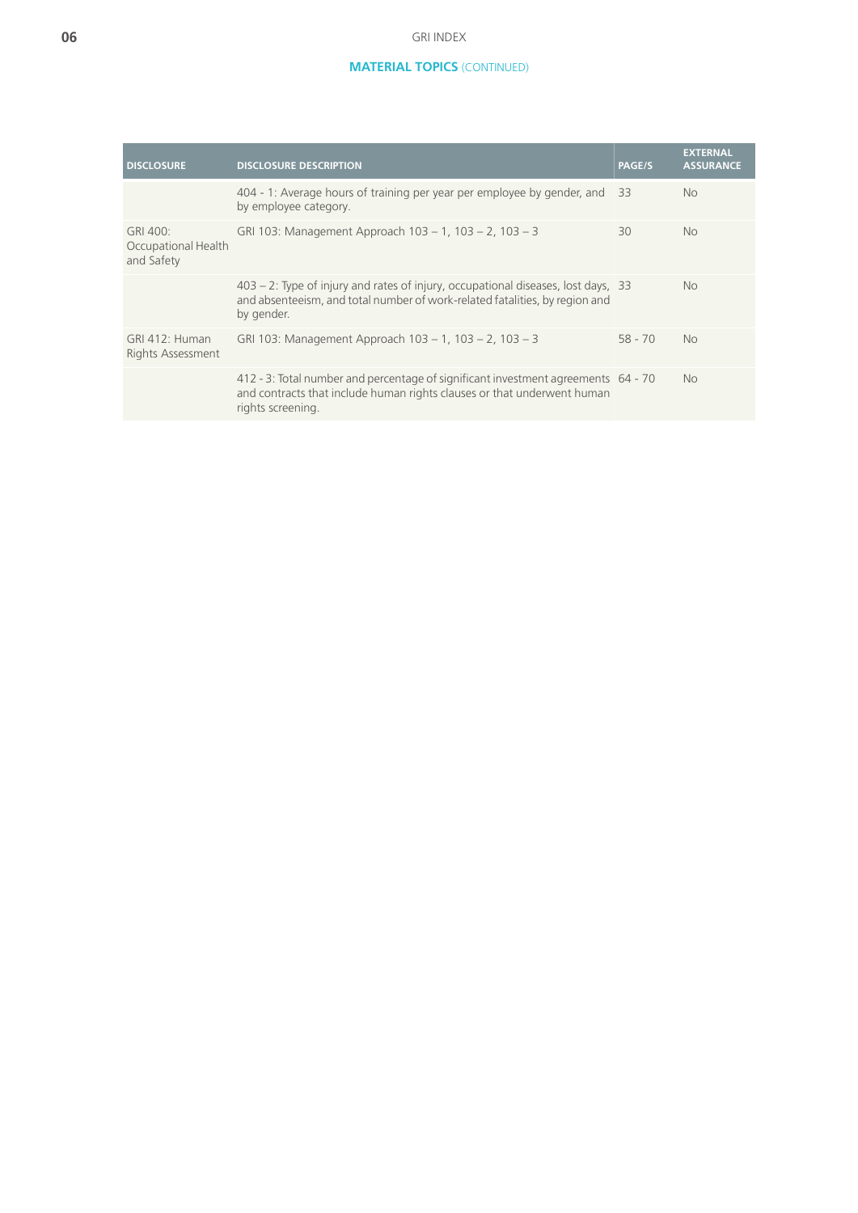## MATERIAL TOPICS (CONTINUED)

| DISCLOSURE | DISCLOSURE DESCRIPTION | PAGE/S | EXTERNAL ASSURANCE |
|---|---|---|---|
| | 404 - 1: Average hours of training per year per employee by gender, and by employee category. | 33 | No |
| GRI 400: Occupational Health and Safety | GRI 103: Management Approach 103 – 1, 103 – 2, 103 – 3 | 30 | No |
| | 403 – 2: Type of injury and rates of injury, occupational diseases, lost days, and absenteeism, and total number of work-related fatalities, by region and by gender. | 33 | No |
| GRI 412: Human Rights Assessment | GRI 103: Management Approach 103 – 1, 103 – 2, 103 – 3 | 58 - 70 | No |
| | 412 - 3: Total number and percentage of significant investment agreements and contracts that include human rights clauses or that underwent human rights screening. | 64 - 70 | No |